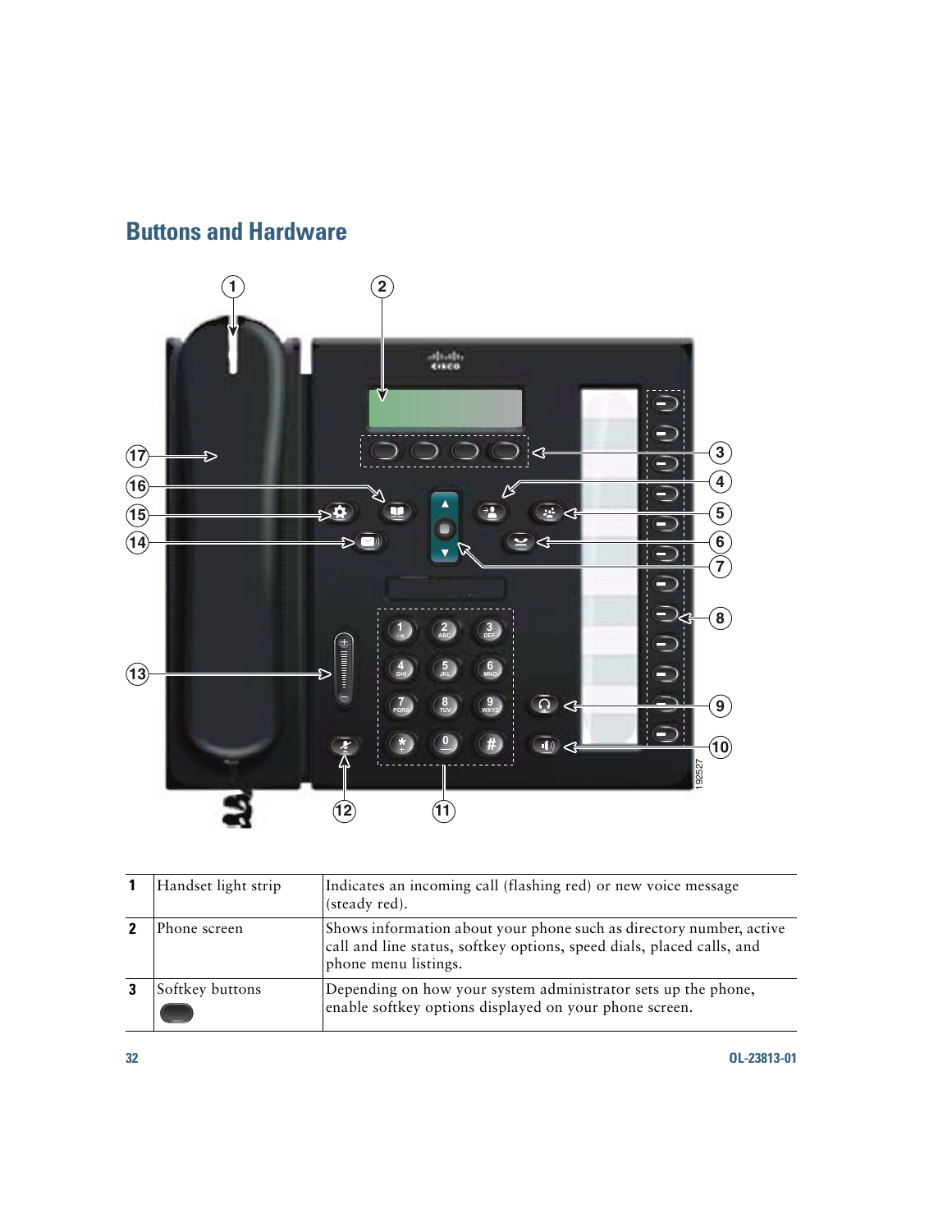## Buttons and Hardware

| | | |
|---|---|---|
| **1** | Handset light strip | Indicates an incoming call (flashing red) or new voice message (steady red). |
| **2** | Phone screen | Shows information about your phone such as directory number, active call and line status, softkey options, speed dials, placed calls, and phone menu listings. |
| **3** | Softkey buttons | Depending on how your system administrator sets up the phone, enable softkey options displayed on your phone screen. |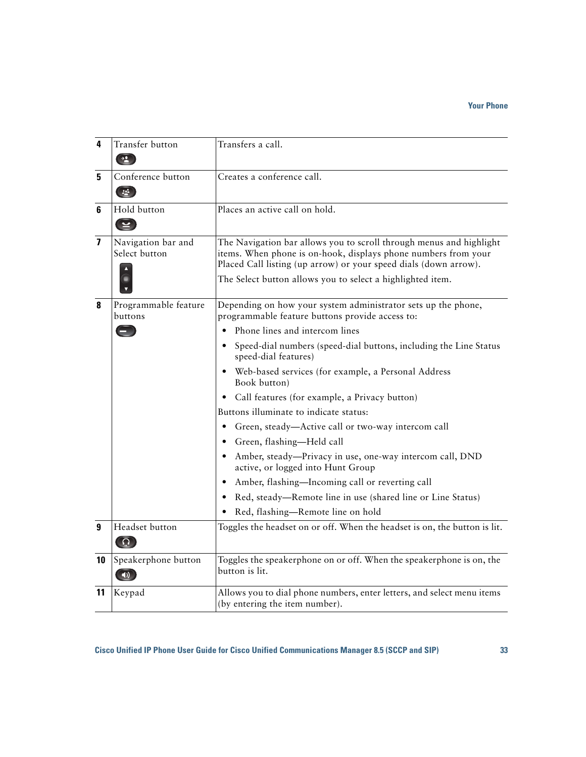| | | |
|---|---|---|
| 4 | Transfer button | Transfers a call. |
| 5 | Conference button | Creates a conference call. |
| 6 | Hold button | Places an active call on hold. |
| 7 | Navigation bar and Select button | The Navigation bar allows you to scroll through menus and highlight items. When phone is on-hook, displays phone numbers from your Placed Call listing (up arrow) or your speed dials (down arrow).<br><br>The Select button allows you to select a highlighted item. |
| 8 | Programmable feature buttons | Depending on how your system administrator sets up the phone, programmable feature buttons provide access to:<br>• Phone lines and intercom lines<br>• Speed-dial numbers (speed-dial buttons, including the Line Status speed-dial features)<br>• Web-based services (for example, a Personal Address Book button)<br>• Call features (for example, a Privacy button)<br><br>Buttons illuminate to indicate status:<br>• Green, steady—Active call or two-way intercom call<br>• Green, flashing—Held call<br>• Amber, steady—Privacy in use, one-way intercom call, DND active, or logged into Hunt Group<br>• Amber, flashing—Incoming call or reverting call<br>• Red, steady—Remote line in use (shared line or Line Status)<br>• Red, flashing—Remote line on hold |
| 9 | Headset button | Toggles the headset on or off. When the headset is on, the button is lit. |
| 10 | Speakerphone button | Toggles the speakerphone on or off. When the speakerphone is on, the button is lit. |
| 11 | Keypad | Allows you to dial phone numbers, enter letters, and select menu items (by entering the item number). |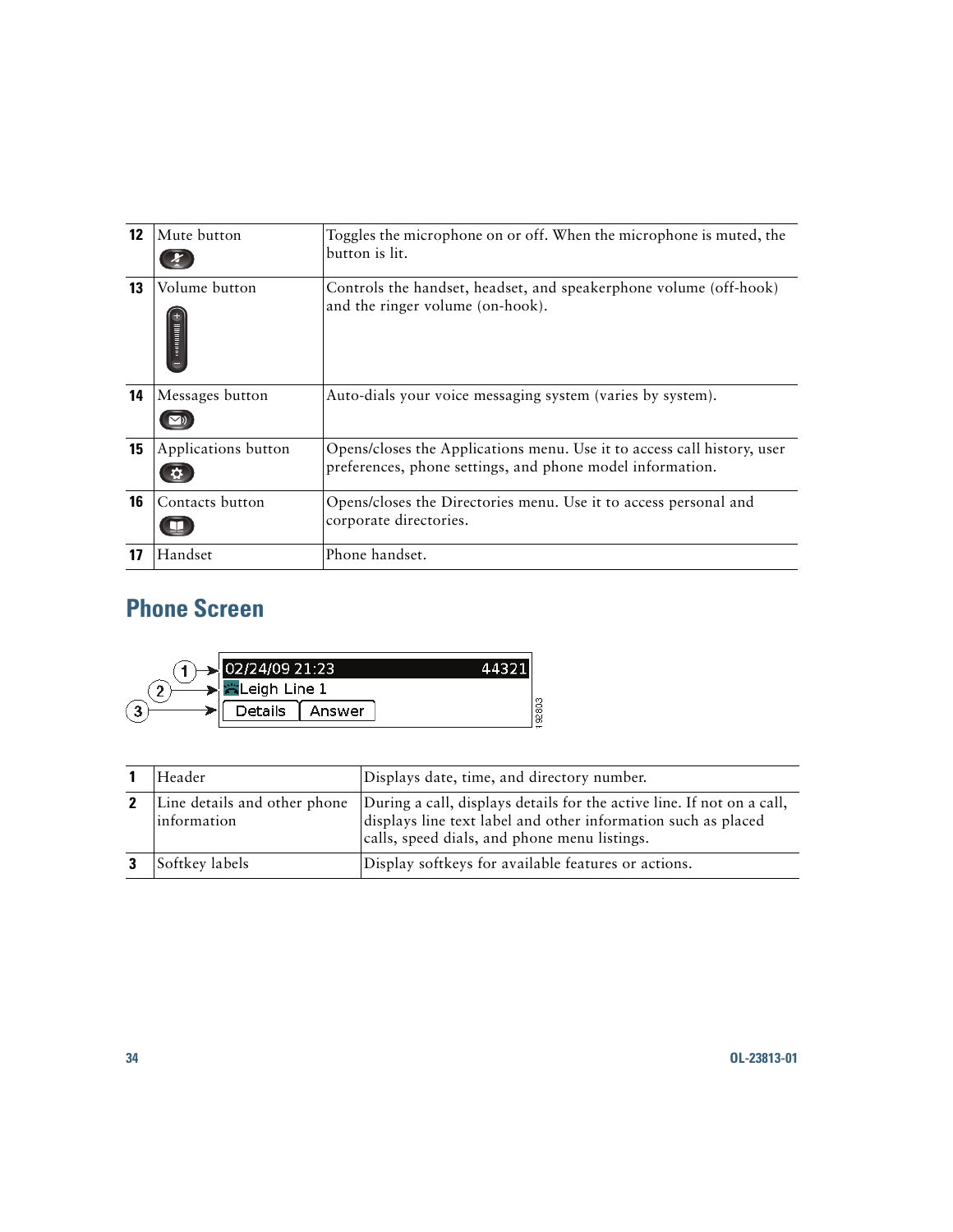| | | |
|---|---|---|
| 12 | Mute button | Toggles the microphone on or off. When the microphone is muted, the button is lit. |
| 13 | Volume button | Controls the handset, headset, and speakerphone volume (off-hook) and the ringer volume (on-hook). |
| 14 | Messages button | Auto-dials your voice messaging system (varies by system). |
| 15 | Applications button | Opens/closes the Applications menu. Use it to access call history, user preferences, phone settings, and phone model information. |
| 16 | Contacts button | Opens/closes the Directories menu. Use it to access personal and corporate directories. |
| 17 | Handset | Phone handset. |

## Phone Screen

1
2
3
02/24/09 21:23 44321
Leigh Line 1
Details Answer
192803

| | | |
|---|---|---|
| 1 | Header | Displays date, time, and directory number. |
| 2 | Line details and other phone information | During a call, displays details for the active line. If not on a call, displays line text label and other information such as placed calls, speed dials, and phone menu listings. |
| 3 | Softkey labels | Display softkeys for available features or actions. |